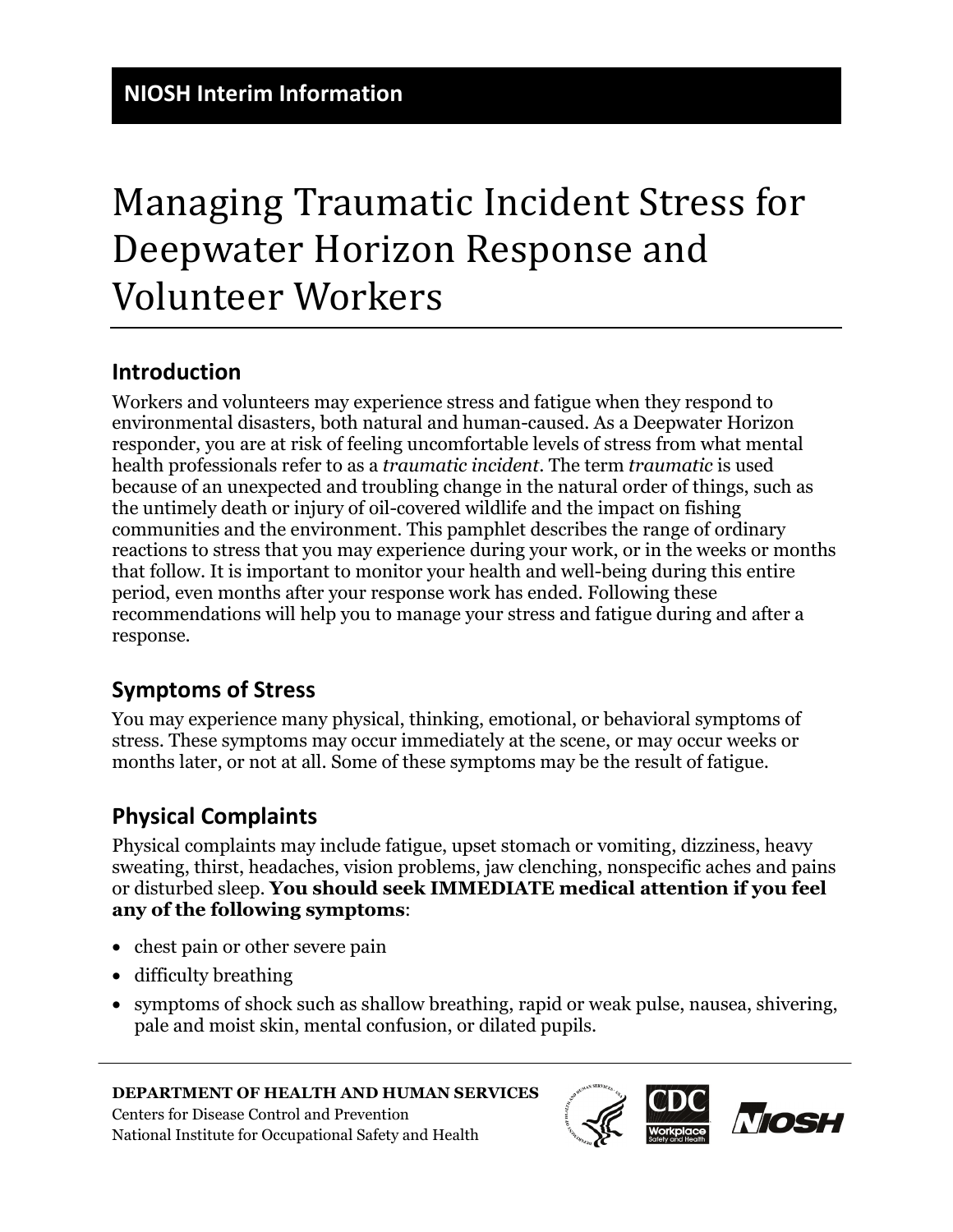**NIOSH Interim Information**

# Managing Traumatic Incident Stress for Deepwater Horizon Response and Volunteer Workers

## Introduction

Workers and volunteers may experience stress and fatigue when they respond to environmental disasters, both natural and human-caused. As a Deepwater Horizon responder, you are at risk of feeling uncomfortable levels of stress from what mental health professionals refer to as a *traumatic incident*. The term *traumatic* is used because of an unexpected and troubling change in the natural order of things, such as the untimely death or injury of oil-covered wildlife and the impact on fishing communities and the environment. This pamphlet describes the range of ordinary reactions to stress that you may experience during your work, or in the weeks or months that follow. It is important to monitor your health and well-being during this entire period, even months after your response work has ended. Following these recommendations will help you to manage your stress and fatigue during and after a response.

## Symptoms of Stress

You may experience many physical, thinking, emotional, or behavioral symptoms of stress. These symptoms may occur immediately at the scene, or may occur weeks or months later, or not at all. Some of these symptoms may be the result of fatigue.

## Physical Complaints

Physical complaints may include fatigue, upset stomach or vomiting, dizziness, heavy sweating, thirst, headaches, vision problems, jaw clenching, nonspecific aches and pains or disturbed sleep. **You should seek IMMEDIATE medical attention if you feel any of the following symptoms**:

- chest pain or other severe pain
- difficulty breathing
- symptoms of shock such as shallow breathing, rapid or weak pulse, nausea, shivering, pale and moist skin, mental confusion, or dilated pupils.

**DEPARTMENT OF HEALTH AND HUMAN SERVICES**
Centers for Disease Control and Prevention
National Institute for Occupational Safety and Health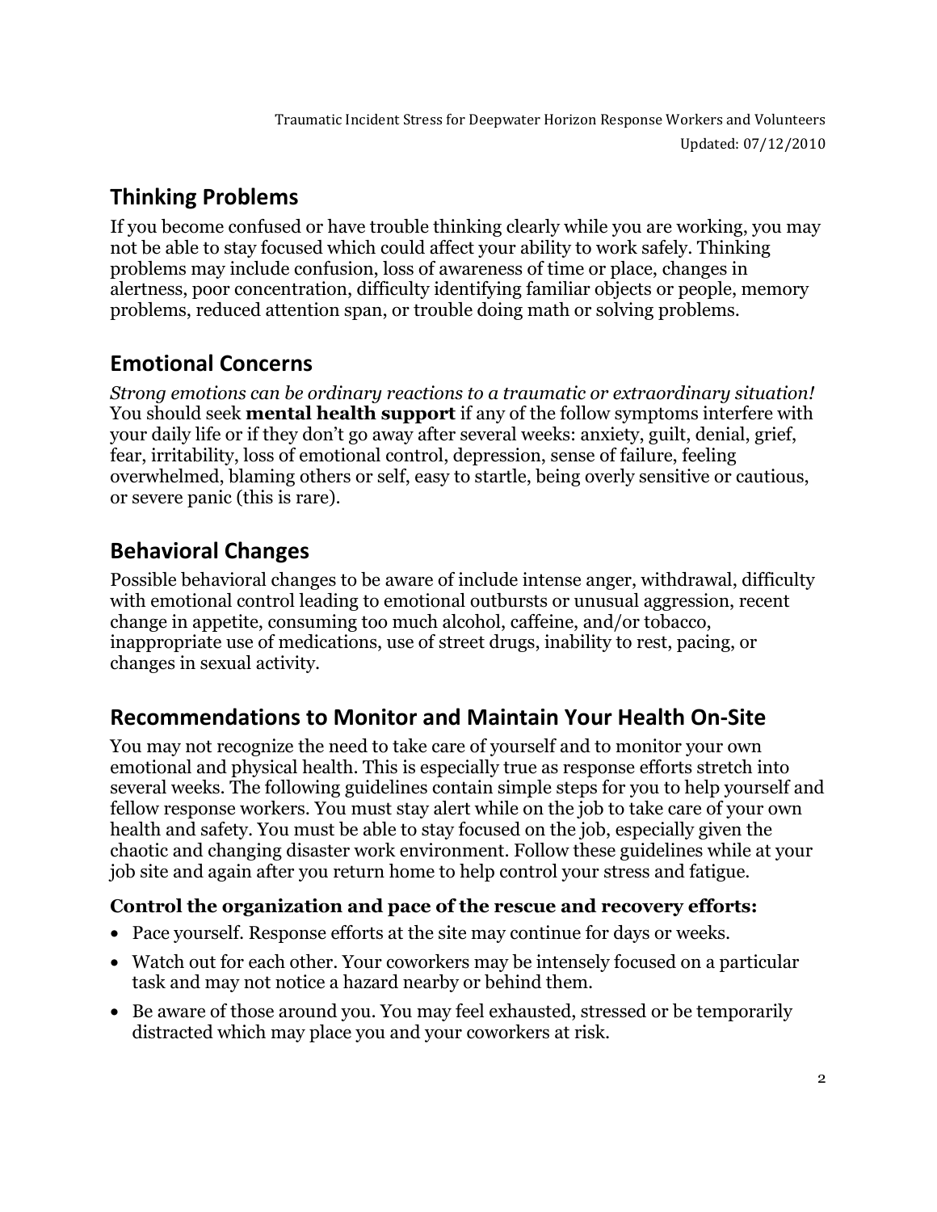## Thinking Problems

If you become confused or have trouble thinking clearly while you are working, you may not be able to stay focused which could affect your ability to work safely. Thinking problems may include confusion, loss of awareness of time or place, changes in alertness, poor concentration, difficulty identifying familiar objects or people, memory problems, reduced attention span, or trouble doing math or solving problems.

## Emotional Concerns

*Strong emotions can be ordinary reactions to a traumatic or extraordinary situation!* You should seek **mental health support** if any of the follow symptoms interfere with your daily life or if they don't go away after several weeks: anxiety, guilt, denial, grief, fear, irritability, loss of emotional control, depression, sense of failure, feeling overwhelmed, blaming others or self, easy to startle, being overly sensitive or cautious, or severe panic (this is rare).

## Behavioral Changes

Possible behavioral changes to be aware of include intense anger, withdrawal, difficulty with emotional control leading to emotional outbursts or unusual aggression, recent change in appetite, consuming too much alcohol, caffeine, and/or tobacco, inappropriate use of medications, use of street drugs, inability to rest, pacing, or changes in sexual activity.

## Recommendations to Monitor and Maintain Your Health On-Site

You may not recognize the need to take care of yourself and to monitor your own emotional and physical health. This is especially true as response efforts stretch into several weeks. The following guidelines contain simple steps for you to help yourself and fellow response workers. You must stay alert while on the job to take care of your own health and safety. You must be able to stay focused on the job, especially given the chaotic and changing disaster work environment. Follow these guidelines while at your job site and again after you return home to help control your stress and fatigue.

### Control the organization and pace of the rescue and recovery efforts:

- Pace yourself. Response efforts at the site may continue for days or weeks.
- Watch out for each other. Your coworkers may be intensely focused on a particular task and may not notice a hazard nearby or behind them.
- Be aware of those around you. You may feel exhausted, stressed or be temporarily distracted which may place you and your coworkers at risk.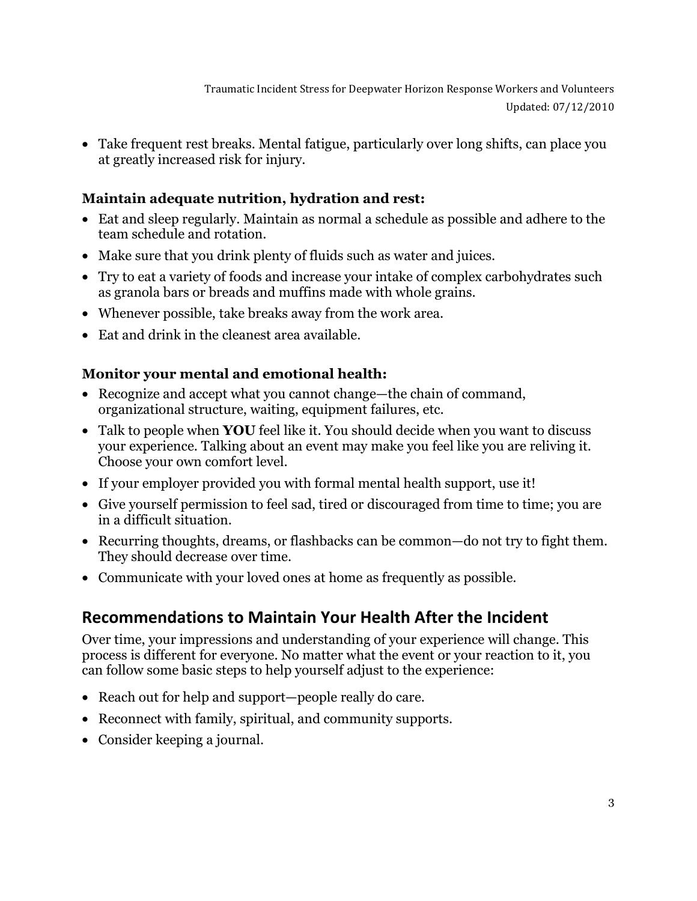- Take frequent rest breaks. Mental fatigue, particularly over long shifts, can place you at greatly increased risk for injury.

**Maintain adequate nutrition, hydration and rest:**

- Eat and sleep regularly. Maintain as normal a schedule as possible and adhere to the team schedule and rotation.
- Make sure that you drink plenty of fluids such as water and juices.
- Try to eat a variety of foods and increase your intake of complex carbohydrates such as granola bars or breads and muffins made with whole grains.
- Whenever possible, take breaks away from the work area.
- Eat and drink in the cleanest area available.

**Monitor your mental and emotional health:**

- Recognize and accept what you cannot change—the chain of command, organizational structure, waiting, equipment failures, etc.
- Talk to people when **YOU** feel like it. You should decide when you want to discuss your experience. Talking about an event may make you feel like you are reliving it. Choose your own comfort level.
- If your employer provided you with formal mental health support, use it!
- Give yourself permission to feel sad, tired or discouraged from time to time; you are in a difficult situation.
- Recurring thoughts, dreams, or flashbacks can be common—do not try to fight them. They should decrease over time.
- Communicate with your loved ones at home as frequently as possible.

## Recommendations to Maintain Your Health After the Incident

Over time, your impressions and understanding of your experience will change. This process is different for everyone. No matter what the event or your reaction to it, you can follow some basic steps to help yourself adjust to the experience:

- Reach out for help and support—people really do care.
- Reconnect with family, spiritual, and community supports.
- Consider keeping a journal.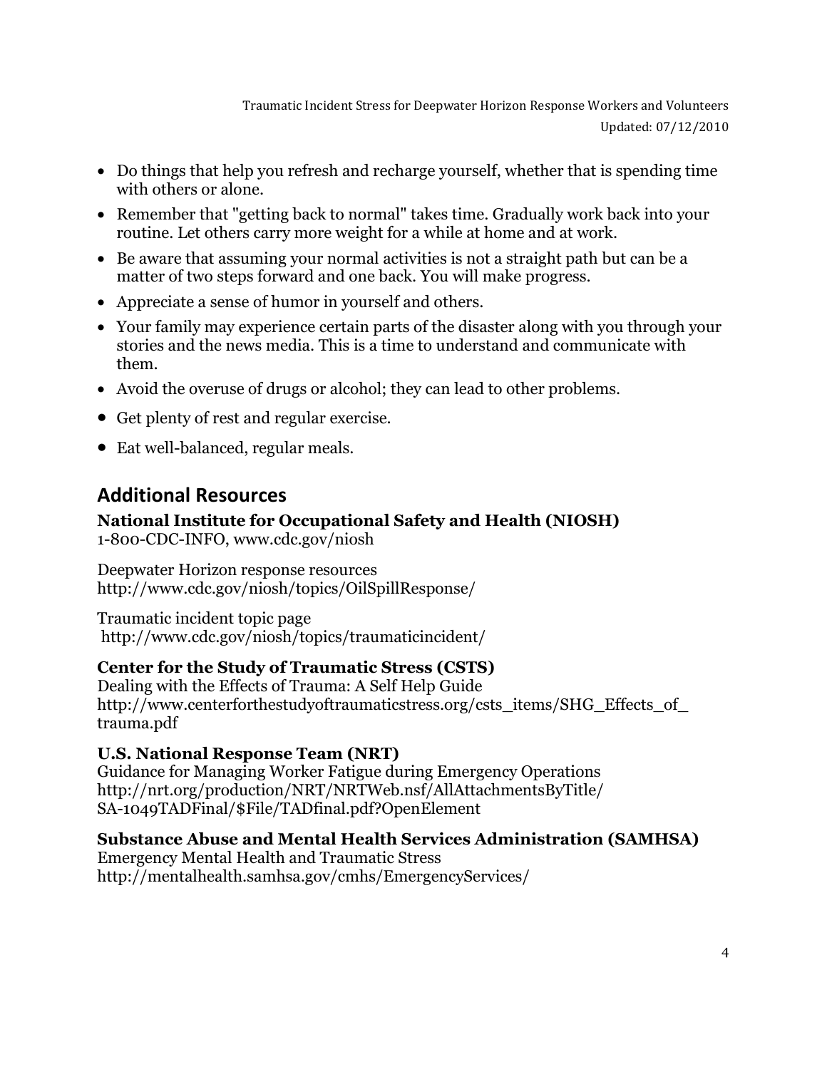- Do things that help you refresh and recharge yourself, whether that is spending time with others or alone.
- Remember that "getting back to normal" takes time. Gradually work back into your routine. Let others carry more weight for a while at home and at work.
- Be aware that assuming your normal activities is not a straight path but can be a matter of two steps forward and one back. You will make progress.
- Appreciate a sense of humor in yourself and others.
- Your family may experience certain parts of the disaster along with you through your stories and the news media. This is a time to understand and communicate with them.
- Avoid the overuse of drugs or alcohol; they can lead to other problems.
- Get plenty of rest and regular exercise.
- Eat well-balanced, regular meals.

## Additional Resources

**National Institute for Occupational Safety and Health (NIOSH)**
1-800-CDC-INFO, www.cdc.gov/niosh

Deepwater Horizon response resources
http://www.cdc.gov/niosh/topics/OilSpillResponse/

Traumatic incident topic page
http://www.cdc.gov/niosh/topics/traumaticincident/

**Center for the Study of Traumatic Stress (CSTS)**
Dealing with the Effects of Trauma: A Self Help Guide
http://www.centerforthestudyoftraumaticstress.org/csts_items/SHG_Effects_of_trauma.pdf

**U.S. National Response Team (NRT)**
Guidance for Managing Worker Fatigue during Emergency Operations
http://nrt.org/production/NRT/NRTWeb.nsf/AllAttachmentsByTitle/SA-1049TADFinal/$File/TADfinal.pdf?OpenElement

**Substance Abuse and Mental Health Services Administration (SAMHSA)**
Emergency Mental Health and Traumatic Stress
http://mentalhealth.samhsa.gov/cmhs/EmergencyServices/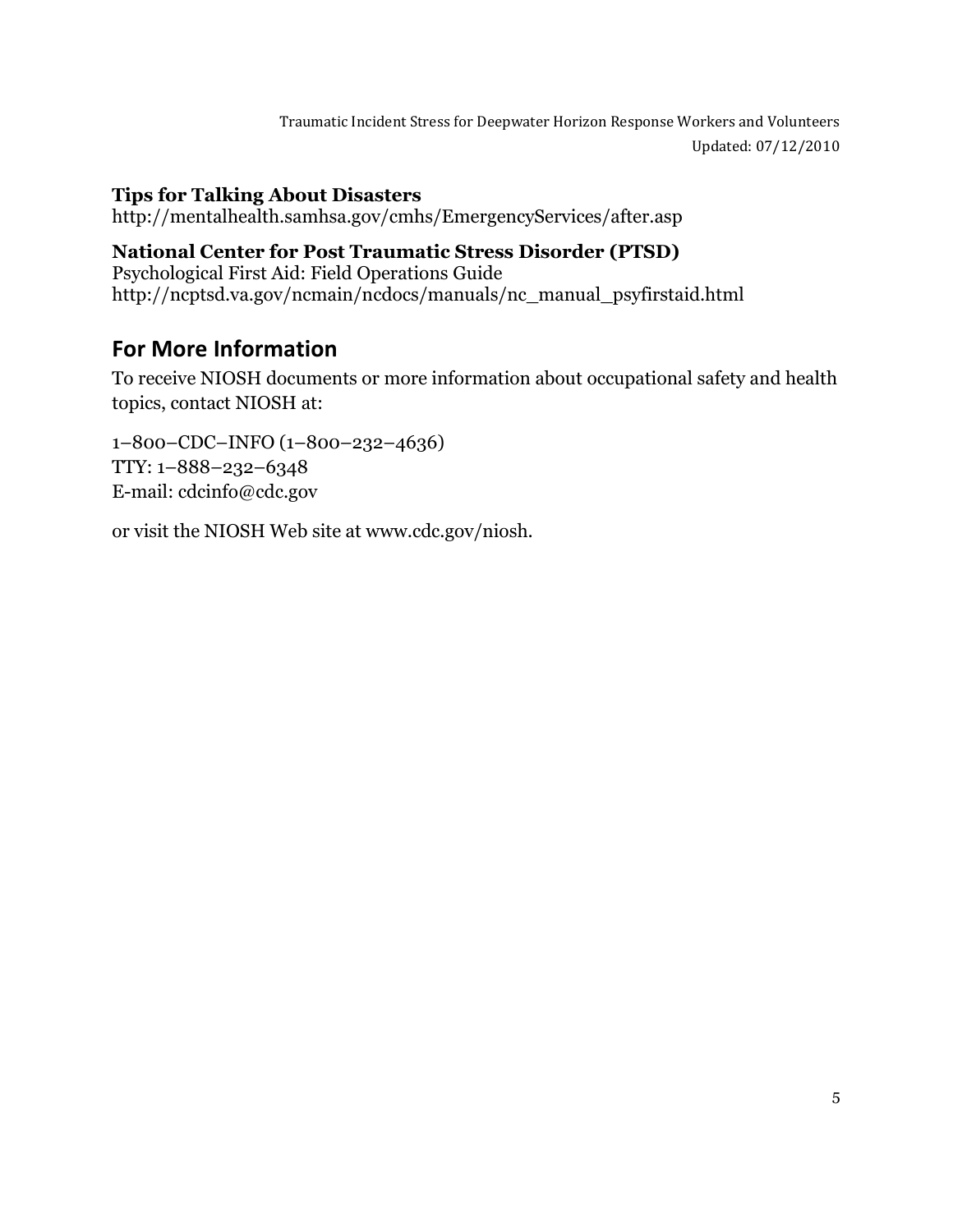**Tips for Talking About Disasters**
http://mentalhealth.samhsa.gov/cmhs/EmergencyServices/after.asp

**National Center for Post Traumatic Stress Disorder (PTSD)**
Psychological First Aid: Field Operations Guide
http://ncptsd.va.gov/ncmain/ncdocs/manuals/nc_manual_psyfirstaid.html

## For More Information

To receive NIOSH documents or more information about occupational safety and health topics, contact NIOSH at:

1–800–CDC–INFO (1–800–232–4636)
TTY: 1–888–232–6348
E-mail: cdcinfo@cdc.gov

or visit the NIOSH Web site at www.cdc.gov/niosh.